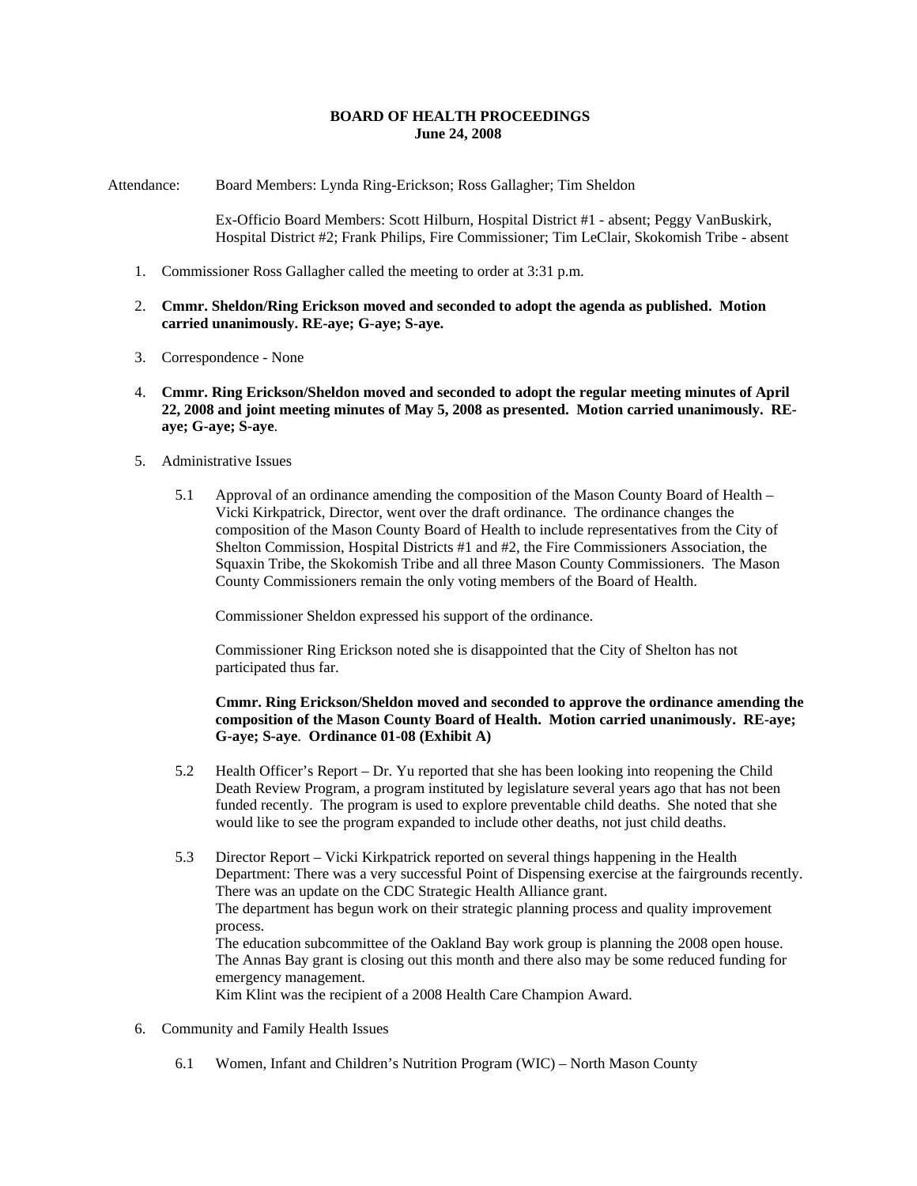**BOARD OF HEALTH PROCEEDINGS**
**June 24, 2008**

Attendance: Board Members: Lynda Ring-Erickson; Ross Gallagher; Tim Sheldon

Ex-Officio Board Members: Scott Hilburn, Hospital District #1 - absent; Peggy VanBuskirk, Hospital District #2; Frank Philips, Fire Commissioner; Tim LeClair, Skokomish Tribe - absent

1. Commissioner Ross Gallagher called the meeting to order at 3:31 p.m.

2. **Cmmr. Sheldon/Ring Erickson moved and seconded to adopt the agenda as published. Motion carried unanimously. RE-aye; G-aye; S-aye.**

3. Correspondence - None

4. **Cmmr. Ring Erickson/Sheldon moved and seconded to adopt the regular meeting minutes of April 22, 2008 and joint meeting minutes of May 5, 2008 as presented. Motion carried unanimously. RE-aye; G-aye; S-aye**.

5. Administrative Issues

   5.1 Approval of an ordinance amending the composition of the Mason County Board of Health – Vicki Kirkpatrick, Director, went over the draft ordinance. The ordinance changes the composition of the Mason County Board of Health to include representatives from the City of Shelton Commission, Hospital Districts #1 and #2, the Fire Commissioners Association, the Squaxin Tribe, the Skokomish Tribe and all three Mason County Commissioners. The Mason County Commissioners remain the only voting members of the Board of Health.

   Commissioner Sheldon expressed his support of the ordinance.

   Commissioner Ring Erickson noted she is disappointed that the City of Shelton has not participated thus far.

   **Cmmr. Ring Erickson/Sheldon moved and seconded to approve the ordinance amending the composition of the Mason County Board of Health. Motion carried unanimously. RE-aye; G-aye; S-aye**. **Ordinance 01-08 (Exhibit A)**

   5.2 Health Officer's Report – Dr. Yu reported that she has been looking into reopening the Child Death Review Program, a program instituted by legislature several years ago that has not been funded recently. The program is used to explore preventable child deaths. She noted that she would like to see the program expanded to include other deaths, not just child deaths.

   5.3 Director Report – Vicki Kirkpatrick reported on several things happening in the Health Department: There was a very successful Point of Dispensing exercise at the fairgrounds recently. There was an update on the CDC Strategic Health Alliance grant.
   The department has begun work on their strategic planning process and quality improvement process.
   The education subcommittee of the Oakland Bay work group is planning the 2008 open house. The Annas Bay grant is closing out this month and there also may be some reduced funding for emergency management.
   Kim Klint was the recipient of a 2008 Health Care Champion Award.

6. Community and Family Health Issues

   6.1 Women, Infant and Children's Nutrition Program (WIC) – North Mason County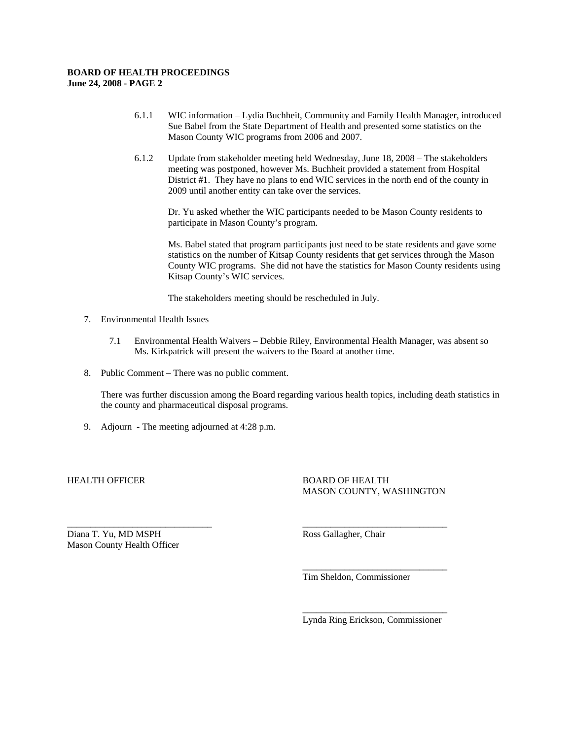6.1.1 WIC information – Lydia Buchheit, Community and Family Health Manager, introduced Sue Babel from the State Department of Health and presented some statistics on the Mason County WIC programs from 2006 and 2007.

6.1.2 Update from stakeholder meeting held Wednesday, June 18, 2008 – The stakeholders meeting was postponed, however Ms. Buchheit provided a statement from Hospital District #1. They have no plans to end WIC services in the north end of the county in 2009 until another entity can take over the services.

Dr. Yu asked whether the WIC participants needed to be Mason County residents to participate in Mason County's program.

Ms. Babel stated that program participants just need to be state residents and gave some statistics on the number of Kitsap County residents that get services through the Mason County WIC programs. She did not have the statistics for Mason County residents using Kitsap County's WIC services.

The stakeholders meeting should be rescheduled in July.

7. Environmental Health Issues

   7.1 Environmental Health Waivers – Debbie Riley, Environmental Health Manager, was absent so Ms. Kirkpatrick will present the waivers to the Board at another time.

8. Public Comment – There was no public comment.

   There was further discussion among the Board regarding various health topics, including death statistics in the county and pharmaceutical disposal programs.

9. Adjourn - The meeting adjourned at 4:28 p.m.

HEALTH OFFICER

_______________________________
Diana T. Yu, MD MSPH
Mason County Health Officer

BOARD OF HEALTH
MASON COUNTY, WASHINGTON

_______________________________
Ross Gallagher, Chair

_______________________________
Tim Sheldon, Commissioner

_______________________________
Lynda Ring Erickson, Commissioner